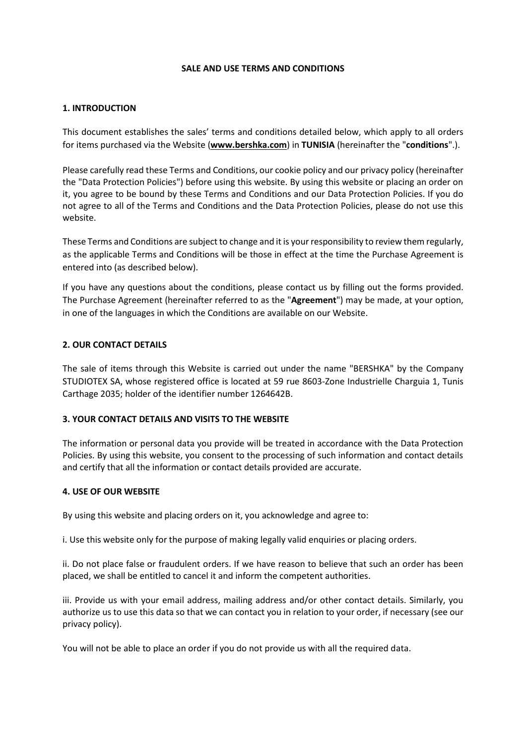# SALE AND USE TERMS AND CONDITIONS

## 1. INTRODUCTION

This document establishes the sales' terms and conditions detailed below, which apply to all orders for items purchased via the Website (**www.bershka.com**) in **TUNISIA** (hereinafter the "**conditions**".).

Please carefully read these Terms and Conditions, our cookie policy and our privacy policy (hereinafter the "Data Protection Policies") before using this website. By using this website or placing an order on it, you agree to be bound by these Terms and Conditions and our Data Protection Policies. If you do not agree to all of the Terms and Conditions and the Data Protection Policies, please do not use this website.

These Terms and Conditions are subject to change and it is your responsibility to review them regularly, as the applicable Terms and Conditions will be those in effect at the time the Purchase Agreement is entered into (as described below).

If you have any questions about the conditions, please contact us by filling out the forms provided. The Purchase Agreement (hereinafter referred to as the "**Agreement**") may be made, at your option, in one of the languages in which the Conditions are available on our Website.

## 2. OUR CONTACT DETAILS

The sale of items through this Website is carried out under the name "BERSHKA" by the Company STUDIOTEX SA, whose registered office is located at 59 rue 8603-Zone Industrielle Charguia 1, Tunis Carthage 2035; holder of the identifier number 1264642B.

## 3. YOUR CONTACT DETAILS AND VISITS TO THE WEBSITE

The information or personal data you provide will be treated in accordance with the Data Protection Policies. By using this website, you consent to the processing of such information and contact details and certify that all the information or contact details provided are accurate.

## 4. USE OF OUR WEBSITE

By using this website and placing orders on it, you acknowledge and agree to:

i. Use this website only for the purpose of making legally valid enquiries or placing orders.

ii. Do not place false or fraudulent orders. If we have reason to believe that such an order has been placed, we shall be entitled to cancel it and inform the competent authorities.

iii. Provide us with your email address, mailing address and/or other contact details. Similarly, you authorize us to use this data so that we can contact you in relation to your order, if necessary (see our privacy policy).

You will not be able to place an order if you do not provide us with all the required data.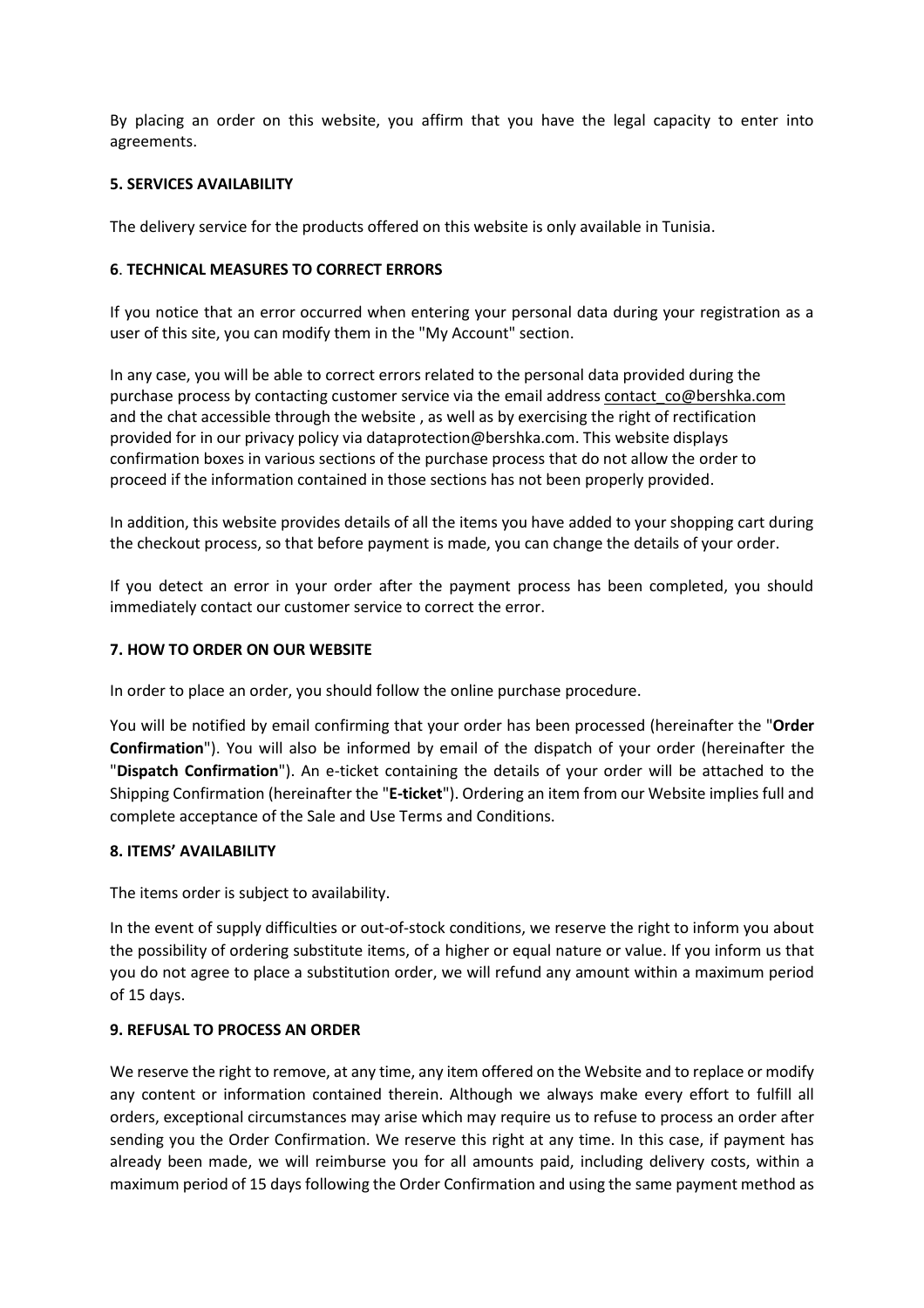By placing an order on this website, you affirm that you have the legal capacity to enter into agreements.

### 5. SERVICES AVAILABILITY

The delivery service for the products offered on this website is only available in Tunisia.

### 6. TECHNICAL MEASURES TO CORRECT ERRORS

If you notice that an error occurred when entering your personal data during your registration as a user of this site, you can modify them in the "My Account" section.

In any case, you will be able to correct errors related to the personal data provided during the purchase process by contacting customer service via the email address contact_co@bershka.com and the chat accessible through the website , as well as by exercising the right of rectification provided for in our privacy policy via dataprotection@bershka.com. This website displays confirmation boxes in various sections of the purchase process that do not allow the order to proceed if the information contained in those sections has not been properly provided.

In addition, this website provides details of all the items you have added to your shopping cart during the checkout process, so that before payment is made, you can change the details of your order.

If you detect an error in your order after the payment process has been completed, you should immediately contact our customer service to correct the error.

### 7. HOW TO ORDER ON OUR WEBSITE

In order to place an order, you should follow the online purchase procedure.

You will be notified by email confirming that your order has been processed (hereinafter the "**Order Confirmation**"). You will also be informed by email of the dispatch of your order (hereinafter the "**Dispatch Confirmation**"). An e-ticket containing the details of your order will be attached to the Shipping Confirmation (hereinafter the "**E-ticket**"). Ordering an item from our Website implies full and complete acceptance of the Sale and Use Terms and Conditions.

### 8. ITEMS' AVAILABILITY

The items order is subject to availability.

In the event of supply difficulties or out-of-stock conditions, we reserve the right to inform you about the possibility of ordering substitute items, of a higher or equal nature or value. If you inform us that you do not agree to place a substitution order, we will refund any amount within a maximum period of 15 days.

### 9. REFUSAL TO PROCESS AN ORDER

We reserve the right to remove, at any time, any item offered on the Website and to replace or modify any content or information contained therein. Although we always make every effort to fulfill all orders, exceptional circumstances may arise which may require us to refuse to process an order after sending you the Order Confirmation. We reserve this right at any time. In this case, if payment has already been made, we will reimburse you for all amounts paid, including delivery costs, within a maximum period of 15 days following the Order Confirmation and using the same payment method as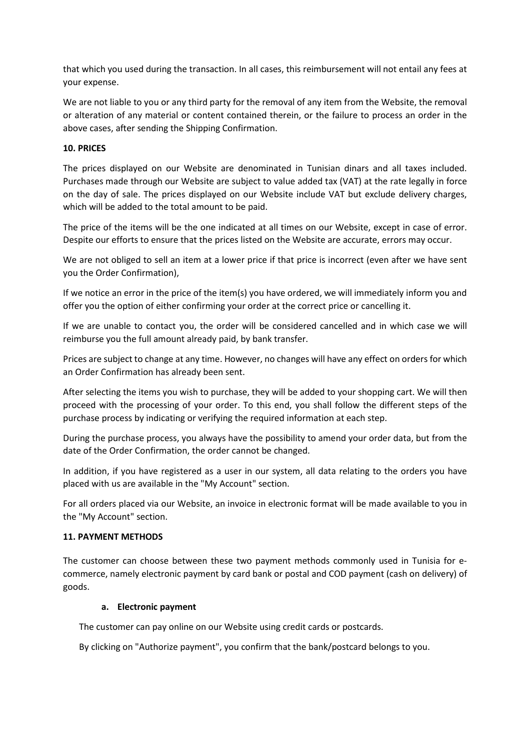that which you used during the transaction. In all cases, this reimbursement will not entail any fees at your expense.

We are not liable to you or any third party for the removal of any item from the Website, the removal or alteration of any material or content contained therein, or the failure to process an order in the above cases, after sending the Shipping Confirmation.

## 10. PRICES

The prices displayed on our Website are denominated in Tunisian dinars and all taxes included. Purchases made through our Website are subject to value added tax (VAT) at the rate legally in force on the day of sale. The prices displayed on our Website include VAT but exclude delivery charges, which will be added to the total amount to be paid.

The price of the items will be the one indicated at all times on our Website, except in case of error. Despite our efforts to ensure that the prices listed on the Website are accurate, errors may occur.

We are not obliged to sell an item at a lower price if that price is incorrect (even after we have sent you the Order Confirmation),

If we notice an error in the price of the item(s) you have ordered, we will immediately inform you and offer you the option of either confirming your order at the correct price or cancelling it.

If we are unable to contact you, the order will be considered cancelled and in which case we will reimburse you the full amount already paid, by bank transfer.

Prices are subject to change at any time. However, no changes will have any effect on orders for which an Order Confirmation has already been sent.

After selecting the items you wish to purchase, they will be added to your shopping cart. We will then proceed with the processing of your order. To this end, you shall follow the different steps of the purchase process by indicating or verifying the required information at each step.

During the purchase process, you always have the possibility to amend your order data, but from the date of the Order Confirmation, the order cannot be changed.

In addition, if you have registered as a user in our system, all data relating to the orders you have placed with us are available in the "My Account" section.

For all orders placed via our Website, an invoice in electronic format will be made available to you in the "My Account" section.

## 11. PAYMENT METHODS

The customer can choose between these two payment methods commonly used in Tunisia for e-commerce, namely electronic payment by card bank or postal and COD payment (cash on delivery) of goods.

### a. Electronic payment

The customer can pay online on our Website using credit cards or postcards.

By clicking on "Authorize payment", you confirm that the bank/postcard belongs to you.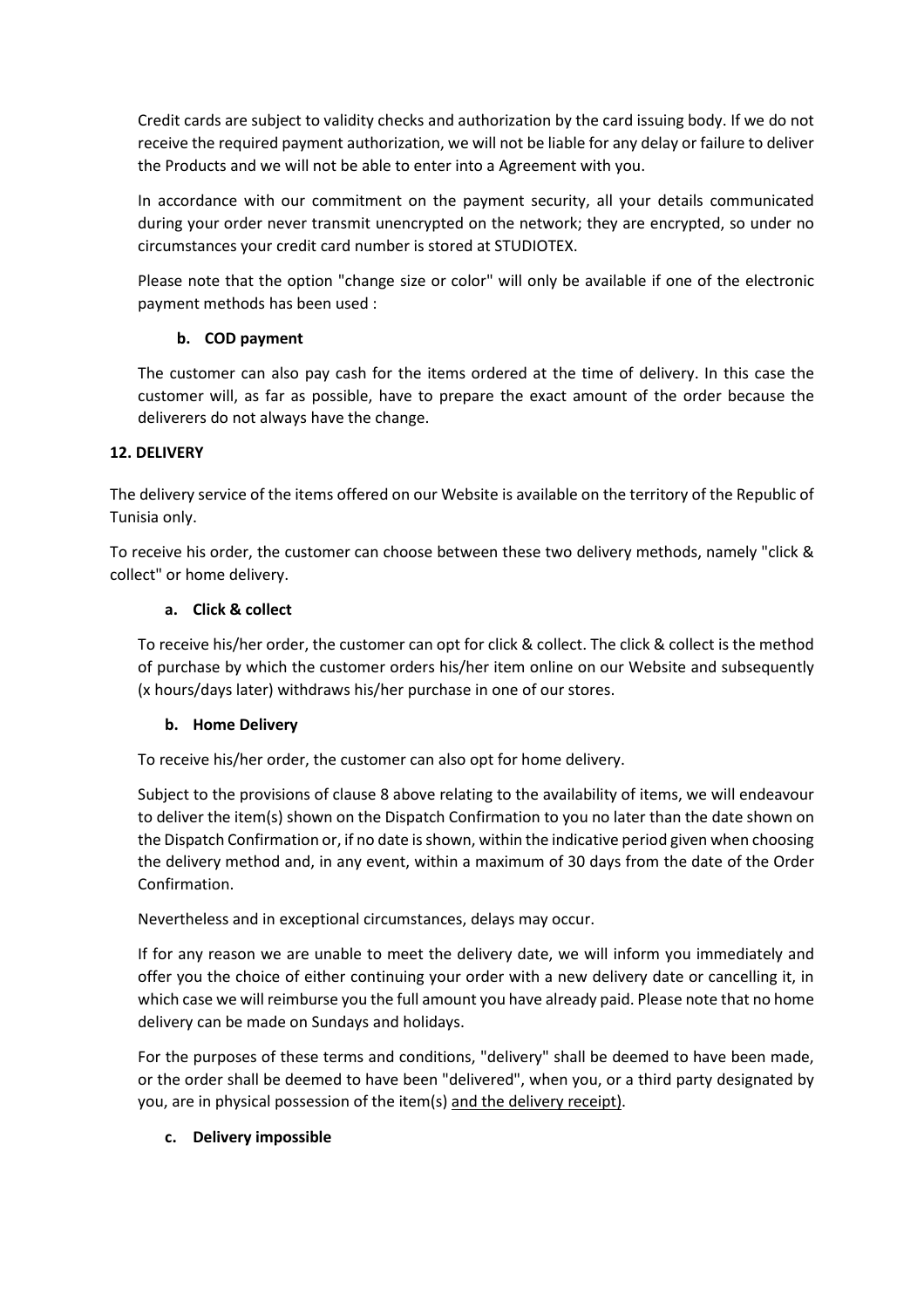Credit cards are subject to validity checks and authorization by the card issuing body. If we do not receive the required payment authorization, we will not be liable for any delay or failure to deliver the Products and we will not be able to enter into a Agreement with you.

In accordance with our commitment on the payment security, all your details communicated during your order never transmit unencrypted on the network; they are encrypted, so under no circumstances your credit card number is stored at STUDIOTEX.

Please note that the option "change size or color" will only be available if one of the electronic payment methods has been used :

**b. COD payment**

The customer can also pay cash for the items ordered at the time of delivery. In this case the customer will, as far as possible, have to prepare the exact amount of the order because the deliverers do not always have the change.

**12. DELIVERY**

The delivery service of the items offered on our Website is available on the territory of the Republic of Tunisia only.

To receive his order, the customer can choose between these two delivery methods, namely "click & collect" or home delivery.

**a. Click & collect**

To receive his/her order, the customer can opt for click & collect. The click & collect is the method of purchase by which the customer orders his/her item online on our Website and subsequently (x hours/days later) withdraws his/her purchase in one of our stores.

**b. Home Delivery**

To receive his/her order, the customer can also opt for home delivery.

Subject to the provisions of clause 8 above relating to the availability of items, we will endeavour to deliver the item(s) shown on the Dispatch Confirmation to you no later than the date shown on the Dispatch Confirmation or, if no date is shown, within the indicative period given when choosing the delivery method and, in any event, within a maximum of 30 days from the date of the Order Confirmation.

Nevertheless and in exceptional circumstances, delays may occur.

If for any reason we are unable to meet the delivery date, we will inform you immediately and offer you the choice of either continuing your order with a new delivery date or cancelling it, in which case we will reimburse you the full amount you have already paid. Please note that no home delivery can be made on Sundays and holidays.

For the purposes of these terms and conditions, "delivery" shall be deemed to have been made, or the order shall be deemed to have been "delivered", when you, or a third party designated by you, are in physical possession of the item(s) and the delivery receipt).

**c. Delivery impossible**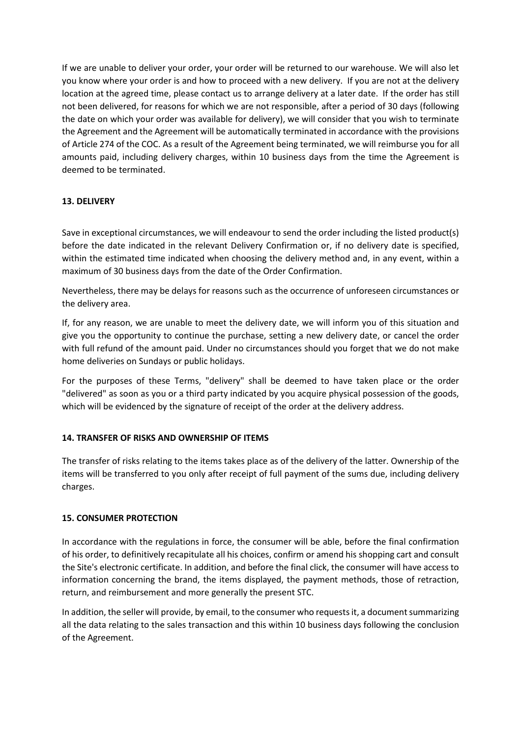If we are unable to deliver your order, your order will be returned to our warehouse. We will also let you know where your order is and how to proceed with a new delivery. If you are not at the delivery location at the agreed time, please contact us to arrange delivery at a later date. If the order has still not been delivered, for reasons for which we are not responsible, after a period of 30 days (following the date on which your order was available for delivery), we will consider that you wish to terminate the Agreement and the Agreement will be automatically terminated in accordance with the provisions of Article 274 of the COC. As a result of the Agreement being terminated, we will reimburse you for all amounts paid, including delivery charges, within 10 business days from the time the Agreement is deemed to be terminated.

## 13. DELIVERY

Save in exceptional circumstances, we will endeavour to send the order including the listed product(s) before the date indicated in the relevant Delivery Confirmation or, if no delivery date is specified, within the estimated time indicated when choosing the delivery method and, in any event, within a maximum of 30 business days from the date of the Order Confirmation.

Nevertheless, there may be delays for reasons such as the occurrence of unforeseen circumstances or the delivery area.

If, for any reason, we are unable to meet the delivery date, we will inform you of this situation and give you the opportunity to continue the purchase, setting a new delivery date, or cancel the order with full refund of the amount paid. Under no circumstances should you forget that we do not make home deliveries on Sundays or public holidays.

For the purposes of these Terms, "delivery" shall be deemed to have taken place or the order "delivered" as soon as you or a third party indicated by you acquire physical possession of the goods, which will be evidenced by the signature of receipt of the order at the delivery address.

## 14. TRANSFER OF RISKS AND OWNERSHIP OF ITEMS

The transfer of risks relating to the items takes place as of the delivery of the latter. Ownership of the items will be transferred to you only after receipt of full payment of the sums due, including delivery charges.

## 15. CONSUMER PROTECTION

In accordance with the regulations in force, the consumer will be able, before the final confirmation of his order, to definitively recapitulate all his choices, confirm or amend his shopping cart and consult the Site's electronic certificate. In addition, and before the final click, the consumer will have access to information concerning the brand, the items displayed, the payment methods, those of retraction, return, and reimbursement and more generally the present STC.

In addition, the seller will provide, by email, to the consumer who requests it, a document summarizing all the data relating to the sales transaction and this within 10 business days following the conclusion of the Agreement.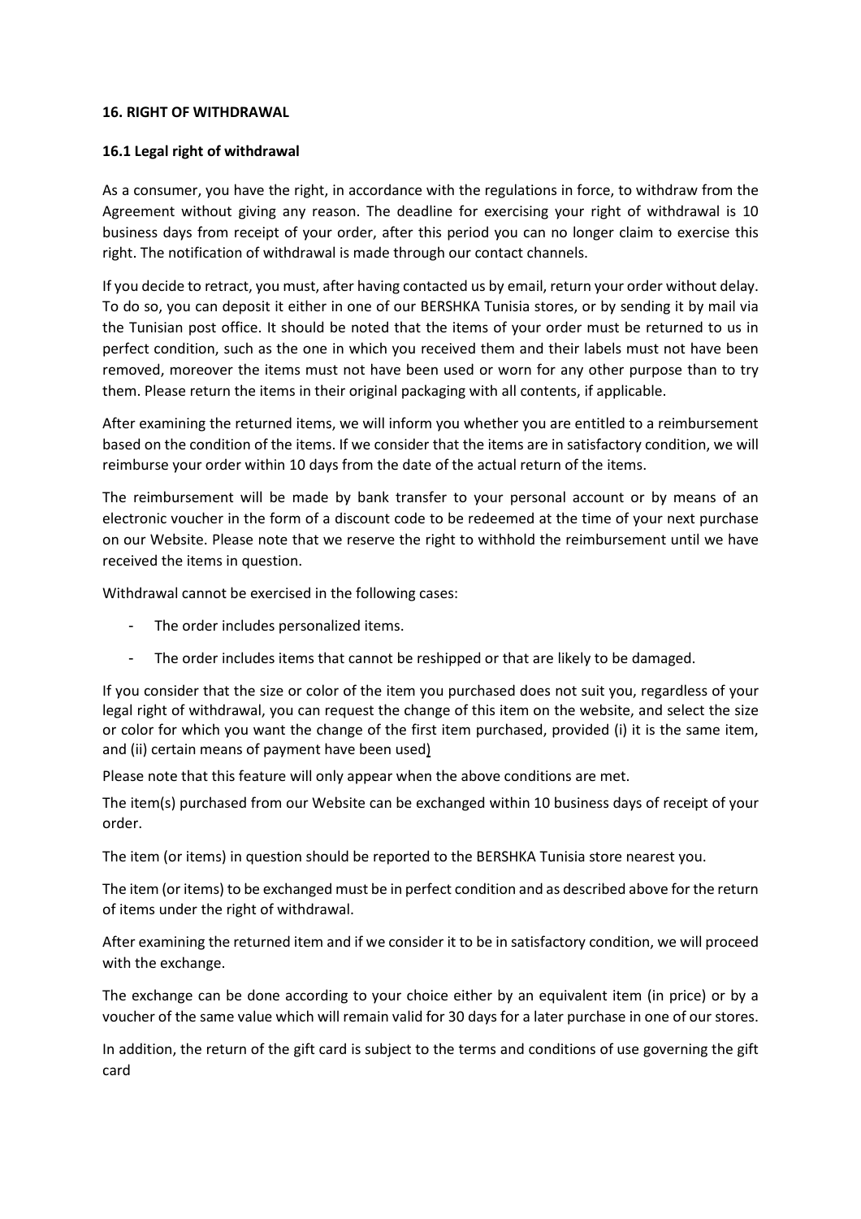## 16. RIGHT OF WITHDRAWAL

### 16.1 Legal right of withdrawal

As a consumer, you have the right, in accordance with the regulations in force, to withdraw from the Agreement without giving any reason. The deadline for exercising your right of withdrawal is 10 business days from receipt of your order, after this period you can no longer claim to exercise this right. The notification of withdrawal is made through our contact channels.

If you decide to retract, you must, after having contacted us by email, return your order without delay. To do so, you can deposit it either in one of our BERSHKA Tunisia stores, or by sending it by mail via the Tunisian post office. It should be noted that the items of your order must be returned to us in perfect condition, such as the one in which you received them and their labels must not have been removed, moreover the items must not have been used or worn for any other purpose than to try them. Please return the items in their original packaging with all contents, if applicable.

After examining the returned items, we will inform you whether you are entitled to a reimbursement based on the condition of the items. If we consider that the items are in satisfactory condition, we will reimburse your order within 10 days from the date of the actual return of the items.

The reimbursement will be made by bank transfer to your personal account or by means of an electronic voucher in the form of a discount code to be redeemed at the time of your next purchase on our Website. Please note that we reserve the right to withhold the reimbursement until we have received the items in question.

Withdrawal cannot be exercised in the following cases:

- The order includes personalized items.
- The order includes items that cannot be reshipped or that are likely to be damaged.

If you consider that the size or color of the item you purchased does not suit you, regardless of your legal right of withdrawal, you can request the change of this item on the website, and select the size or color for which you want the change of the first item purchased, provided (i) it is the same item, and (ii) certain means of payment have been used)

Please note that this feature will only appear when the above conditions are met.

The item(s) purchased from our Website can be exchanged within 10 business days of receipt of your order.

The item (or items) in question should be reported to the BERSHKA Tunisia store nearest you.

The item (or items) to be exchanged must be in perfect condition and as described above for the return of items under the right of withdrawal.

After examining the returned item and if we consider it to be in satisfactory condition, we will proceed with the exchange.

The exchange can be done according to your choice either by an equivalent item (in price) or by a voucher of the same value which will remain valid for 30 days for a later purchase in one of our stores.

In addition, the return of the gift card is subject to the terms and conditions of use governing the gift card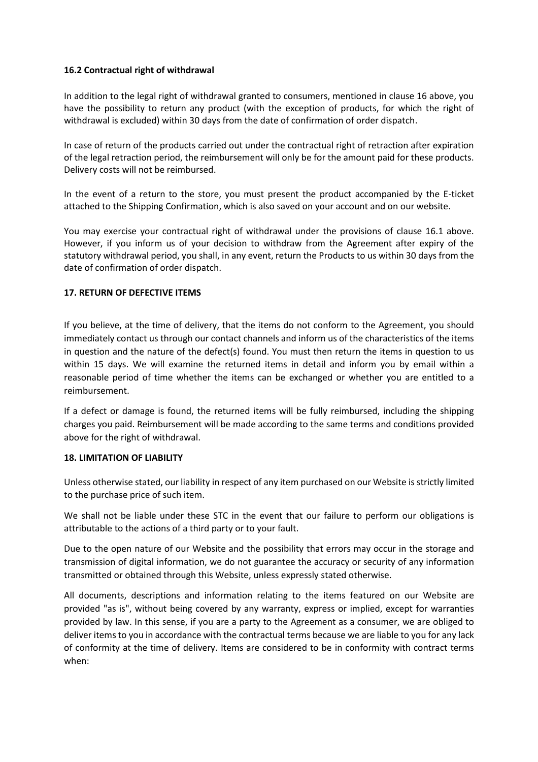### 16.2 Contractual right of withdrawal

In addition to the legal right of withdrawal granted to consumers, mentioned in clause 16 above, you have the possibility to return any product (with the exception of products, for which the right of withdrawal is excluded) within 30 days from the date of confirmation of order dispatch.

In case of return of the products carried out under the contractual right of retraction after expiration of the legal retraction period, the reimbursement will only be for the amount paid for these products. Delivery costs will not be reimbursed.

In the event of a return to the store, you must present the product accompanied by the E-ticket attached to the Shipping Confirmation, which is also saved on your account and on our website.

You may exercise your contractual right of withdrawal under the provisions of clause 16.1 above. However, if you inform us of your decision to withdraw from the Agreement after expiry of the statutory withdrawal period, you shall, in any event, return the Products to us within 30 days from the date of confirmation of order dispatch.

## 17. RETURN OF DEFECTIVE ITEMS

If you believe, at the time of delivery, that the items do not conform to the Agreement, you should immediately contact us through our contact channels and inform us of the characteristics of the items in question and the nature of the defect(s) found. You must then return the items in question to us within 15 days. We will examine the returned items in detail and inform you by email within a reasonable period of time whether the items can be exchanged or whether you are entitled to a reimbursement.

If a defect or damage is found, the returned items will be fully reimbursed, including the shipping charges you paid. Reimbursement will be made according to the same terms and conditions provided above for the right of withdrawal.

## 18. LIMITATION OF LIABILITY

Unless otherwise stated, our liability in respect of any item purchased on our Website is strictly limited to the purchase price of such item.

We shall not be liable under these STC in the event that our failure to perform our obligations is attributable to the actions of a third party or to your fault.

Due to the open nature of our Website and the possibility that errors may occur in the storage and transmission of digital information, we do not guarantee the accuracy or security of any information transmitted or obtained through this Website, unless expressly stated otherwise.

All documents, descriptions and information relating to the items featured on our Website are provided "as is", without being covered by any warranty, express or implied, except for warranties provided by law. In this sense, if you are a party to the Agreement as a consumer, we are obliged to deliver items to you in accordance with the contractual terms because we are liable to you for any lack of conformity at the time of delivery. Items are considered to be in conformity with contract terms when: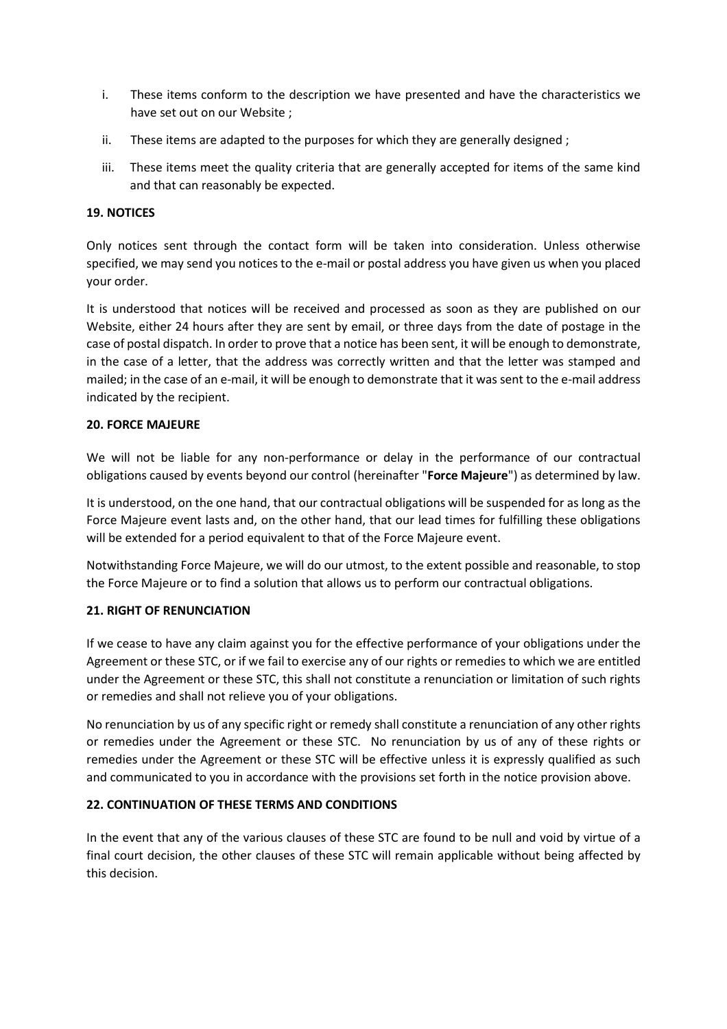i. These items conform to the description we have presented and have the characteristics we have set out on our Website ;

ii. These items are adapted to the purposes for which they are generally designed ;

iii. These items meet the quality criteria that are generally accepted for items of the same kind and that can reasonably be expected.

**19. NOTICES**

Only notices sent through the contact form will be taken into consideration. Unless otherwise specified, we may send you notices to the e-mail or postal address you have given us when you placed your order.

It is understood that notices will be received and processed as soon as they are published on our Website, either 24 hours after they are sent by email, or three days from the date of postage in the case of postal dispatch. In order to prove that a notice has been sent, it will be enough to demonstrate, in the case of a letter, that the address was correctly written and that the letter was stamped and mailed; in the case of an e-mail, it will be enough to demonstrate that it was sent to the e-mail address indicated by the recipient.

**20. FORCE MAJEURE**

We will not be liable for any non-performance or delay in the performance of our contractual obligations caused by events beyond our control (hereinafter "**Force Majeure**") as determined by law.

It is understood, on the one hand, that our contractual obligations will be suspended for as long as the Force Majeure event lasts and, on the other hand, that our lead times for fulfilling these obligations will be extended for a period equivalent to that of the Force Majeure event.

Notwithstanding Force Majeure, we will do our utmost, to the extent possible and reasonable, to stop the Force Majeure or to find a solution that allows us to perform our contractual obligations.

**21. RIGHT OF RENUNCIATION**

If we cease to have any claim against you for the effective performance of your obligations under the Agreement or these STC, or if we fail to exercise any of our rights or remedies to which we are entitled under the Agreement or these STC, this shall not constitute a renunciation or limitation of such rights or remedies and shall not relieve you of your obligations.

No renunciation by us of any specific right or remedy shall constitute a renunciation of any other rights or remedies under the Agreement or these STC. No renunciation by us of any of these rights or remedies under the Agreement or these STC will be effective unless it is expressly qualified as such and communicated to you in accordance with the provisions set forth in the notice provision above.

**22. CONTINUATION OF THESE TERMS AND CONDITIONS**

In the event that any of the various clauses of these STC are found to be null and void by virtue of a final court decision, the other clauses of these STC will remain applicable without being affected by this decision.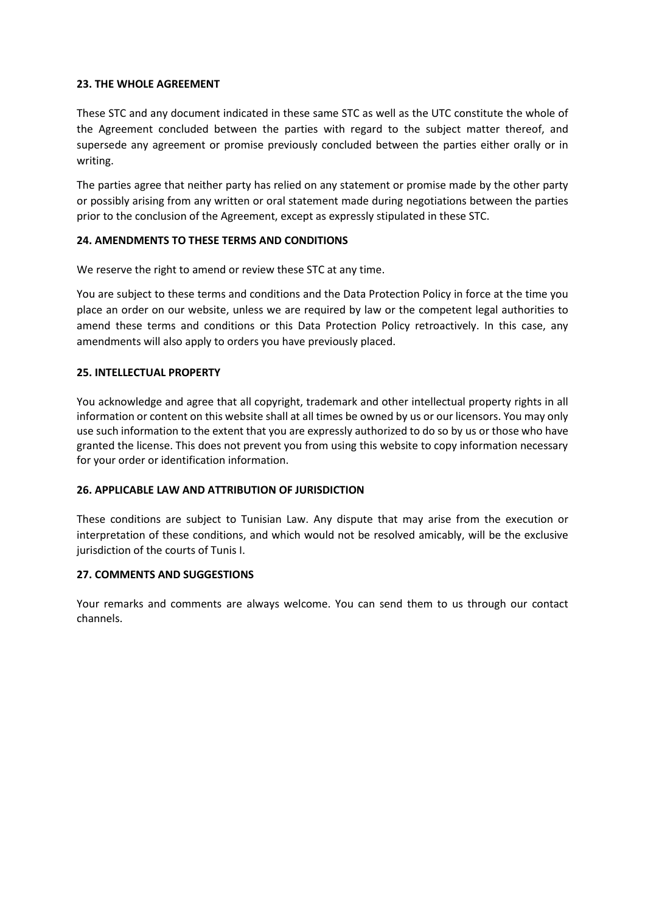**23. THE WHOLE AGREEMENT**

These STC and any document indicated in these same STC as well as the UTC constitute the whole of the Agreement concluded between the parties with regard to the subject matter thereof, and supersede any agreement or promise previously concluded between the parties either orally or in writing.

The parties agree that neither party has relied on any statement or promise made by the other party or possibly arising from any written or oral statement made during negotiations between the parties prior to the conclusion of the Agreement, except as expressly stipulated in these STC.

**24. AMENDMENTS TO THESE TERMS AND CONDITIONS**

We reserve the right to amend or review these STC at any time.

You are subject to these terms and conditions and the Data Protection Policy in force at the time you place an order on our website, unless we are required by law or the competent legal authorities to amend these terms and conditions or this Data Protection Policy retroactively. In this case, any amendments will also apply to orders you have previously placed.

**25. INTELLECTUAL PROPERTY**

You acknowledge and agree that all copyright, trademark and other intellectual property rights in all information or content on this website shall at all times be owned by us or our licensors. You may only use such information to the extent that you are expressly authorized to do so by us or those who have granted the license. This does not prevent you from using this website to copy information necessary for your order or identification information.

**26. APPLICABLE LAW AND ATTRIBUTION OF JURISDICTION**

These conditions are subject to Tunisian Law. Any dispute that may arise from the execution or interpretation of these conditions, and which would not be resolved amicably, will be the exclusive jurisdiction of the courts of Tunis I.

**27. COMMENTS AND SUGGESTIONS**

Your remarks and comments are always welcome. You can send them to us through our contact channels.